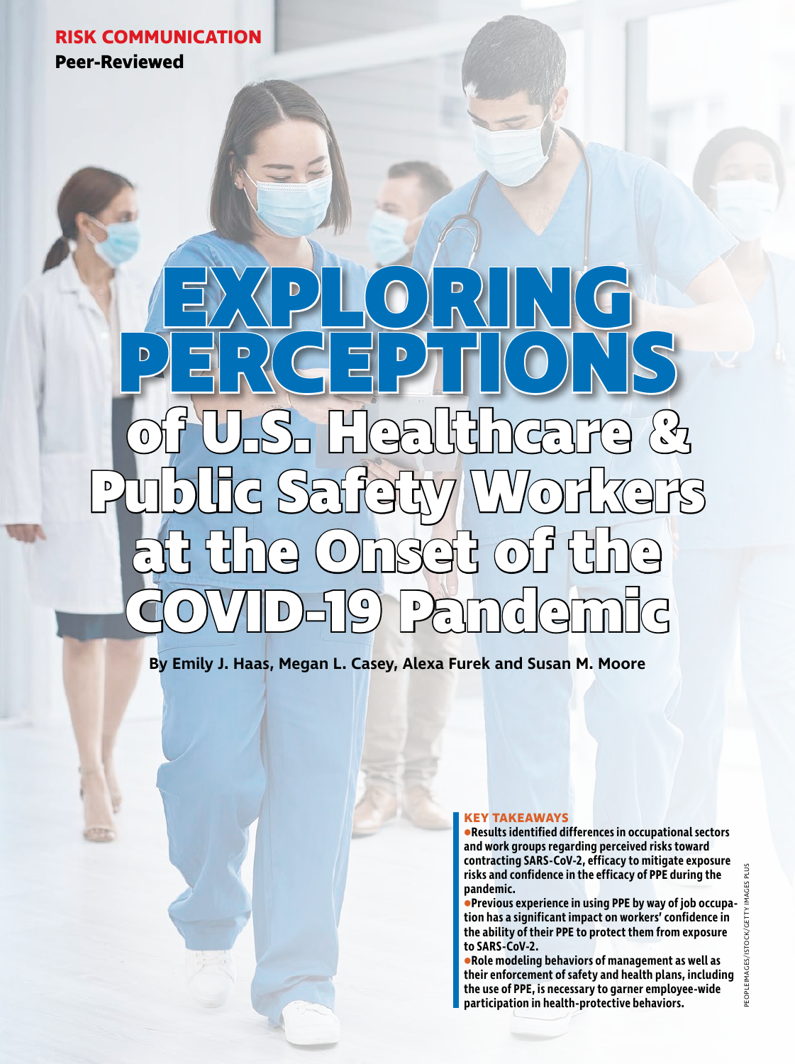**RISK COMMUNICATION**

**Peer-Reviewed**

# EXPLORING PERCEPTIONS of U.S. Healthcare & Public Safety Workers at the Onset of the COVID-19 Pandemic

**By Emily J. Haas, Megan L. Casey, Alexa Furek and Susan M. Moore**

**KEY TAKEAWAYS**

- **Results identified differences in occupational sectors and work groups regarding perceived risks toward contracting SARS-CoV-2, efficacy to mitigate exposure risks and confidence in the efficacy of PPE during the pandemic.**
- **Previous experience in using PPE by way of job occupation has a significant impact on workers' confidence in the ability of their PPE to protect them from exposure to SARS-CoV-2.**
- **Role modeling behaviors of management as well as their enforcement of safety and health plans, including the use of PPE, is necessary to garner employee-wide participation in health-protective behaviors.**

PEOPLEIMAGES/ISTOCK/GETTY IMAGES PLUS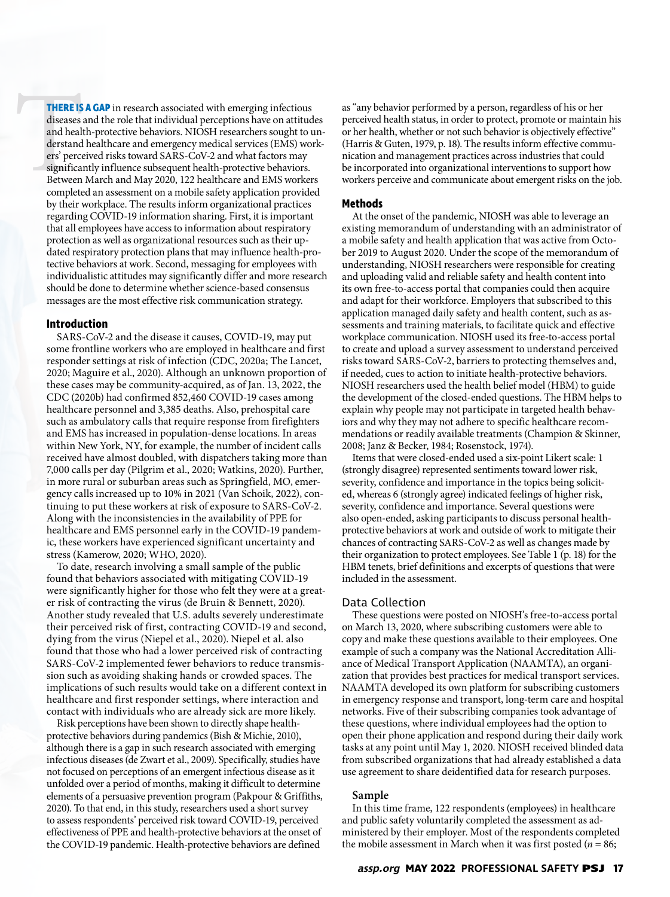**THERE IS A GAP** in research associated with emerging infectious diseases and the role that individual perceptions have on attitudes and health-protective behaviors. NIOSH researchers sought to understand healthcare and emergency medical services (EMS) workers' perceived risks toward SARS-CoV-2 and what factors may significantly influence subsequent health-protective behaviors. Between March and May 2020, 122 healthcare and EMS workers completed an assessment on a mobile safety application provided by their workplace. The results inform organizational practices regarding COVID-19 information sharing. First, it is important that all employees have access to information about respiratory protection as well as organizational resources such as their updated respiratory protection plans that may influence health-protective behaviors at work. Second, messaging for employees with individualistic attitudes may significantly differ and more research should be done to determine whether science-based consensus messages are the most effective risk communication strategy.

## Introduction

SARS-CoV-2 and the disease it causes, COVID-19, may put some frontline workers who are employed in healthcare and first responder settings at risk of infection (CDC, 2020a; The Lancet, 2020; Maguire et al., 2020). Although an unknown proportion of these cases may be community-acquired, as of Jan. 13, 2022, the CDC (2020b) had confirmed 852,460 COVID-19 cases among healthcare personnel and 3,385 deaths. Also, prehospital care such as ambulatory calls that require response from firefighters and EMS has increased in population-dense locations. In areas within New York, NY, for example, the number of incident calls received have almost doubled, with dispatchers taking more than 7,000 calls per day (Pilgrim et al., 2020; Watkins, 2020). Further, in more rural or suburban areas such as Springfield, MO, emergency calls increased up to 10% in 2021 (Van Schoik, 2022), continuing to put these workers at risk of exposure to SARS-CoV-2. Along with the inconsistencies in the availability of PPE for healthcare and EMS personnel early in the COVID-19 pandemic, these workers have experienced significant uncertainty and stress (Kamerow, 2020; WHO, 2020).

To date, research involving a small sample of the public found that behaviors associated with mitigating COVID-19 were significantly higher for those who felt they were at a greater risk of contracting the virus (de Bruin & Bennett, 2020). Another study revealed that U.S. adults severely underestimate their perceived risk of first, contracting COVID-19 and second, dying from the virus (Niepel et al., 2020). Niepel et al. also found that those who had a lower perceived risk of contracting SARS-CoV-2 implemented fewer behaviors to reduce transmission such as avoiding shaking hands or crowded spaces. The implications of such results would take on a different context in healthcare and first responder settings, where interaction and contact with individuals who are already sick are more likely.

Risk perceptions have been shown to directly shape health-protective behaviors during pandemics (Bish & Michie, 2010), although there is a gap in such research associated with emerging infectious diseases (de Zwart et al., 2009). Specifically, studies have not focused on perceptions of an emergent infectious disease as it unfolded over a period of months, making it difficult to determine elements of a persuasive prevention program (Pakpour & Griffiths, 2020). To that end, in this study, researchers used a short survey to assess respondents' perceived risk toward COVID-19, perceived effectiveness of PPE and health-protective behaviors at the onset of the COVID-19 pandemic. Health-protective behaviors are defined as "any behavior performed by a person, regardless of his or her perceived health status, in order to protect, promote or maintain his or her health, whether or not such behavior is objectively effective" (Harris & Guten, 1979, p. 18). The results inform effective communication and management practices across industries that could be incorporated into organizational interventions to support how workers perceive and communicate about emergent risks on the job.

## Methods

At the onset of the pandemic, NIOSH was able to leverage an existing memorandum of understanding with an administrator of a mobile safety and health application that was active from October 2019 to August 2020. Under the scope of the memorandum of understanding, NIOSH researchers were responsible for creating and uploading valid and reliable safety and health content into its own free-to-access portal that companies could then acquire and adapt for their workforce. Employers that subscribed to this application managed daily safety and health content, such as assessments and training materials, to facilitate quick and effective workplace communication. NIOSH used its free-to-access portal to create and upload a survey assessment to understand perceived risks toward SARS-CoV-2, barriers to protecting themselves and, if needed, cues to action to initiate health-protective behaviors. NIOSH researchers used the health belief model (HBM) to guide the development of the closed-ended questions. The HBM helps to explain why people may not participate in targeted health behaviors and why they may not adhere to specific healthcare recommendations or readily available treatments (Champion & Skinner, 2008; Janz & Becker, 1984; Rosenstock, 1974).

Items that were closed-ended used a six-point Likert scale: 1 (strongly disagree) represented sentiments toward lower risk, severity, confidence and importance in the topics being solicited, whereas 6 (strongly agree) indicated feelings of higher risk, severity, confidence and importance. Several questions were also open-ended, asking participants to discuss personal health-protective behaviors at work and outside of work to mitigate their chances of contracting SARS-CoV-2 as well as changes made by their organization to protect employees. See Table 1 (p. 18) for the HBM tenets, brief definitions and excerpts of questions that were included in the assessment.

### Data Collection

These questions were posted on NIOSH's free-to-access portal on March 13, 2020, where subscribing customers were able to copy and make these questions available to their employees. One example of such a company was the National Accreditation Alliance of Medical Transport Application (NAAMTA), an organization that provides best practices for medical transport services. NAAMTA developed its own platform for subscribing customers in emergency response and transport, long-term care and hospital networks. Five of their subscribing companies took advantage of these questions, where individual employees had the option to open their phone application and respond during their daily work tasks at any point until May 1, 2020. NIOSH received blinded data from subscribed organizations that had already established a data use agreement to share deidentified data for research purposes.

### Sample

In this time frame, 122 respondents (employees) in healthcare and public safety voluntarily completed the assessment as administered by their employer. Most of the respondents completed the mobile assessment in March when it was first posted ($n = 86$;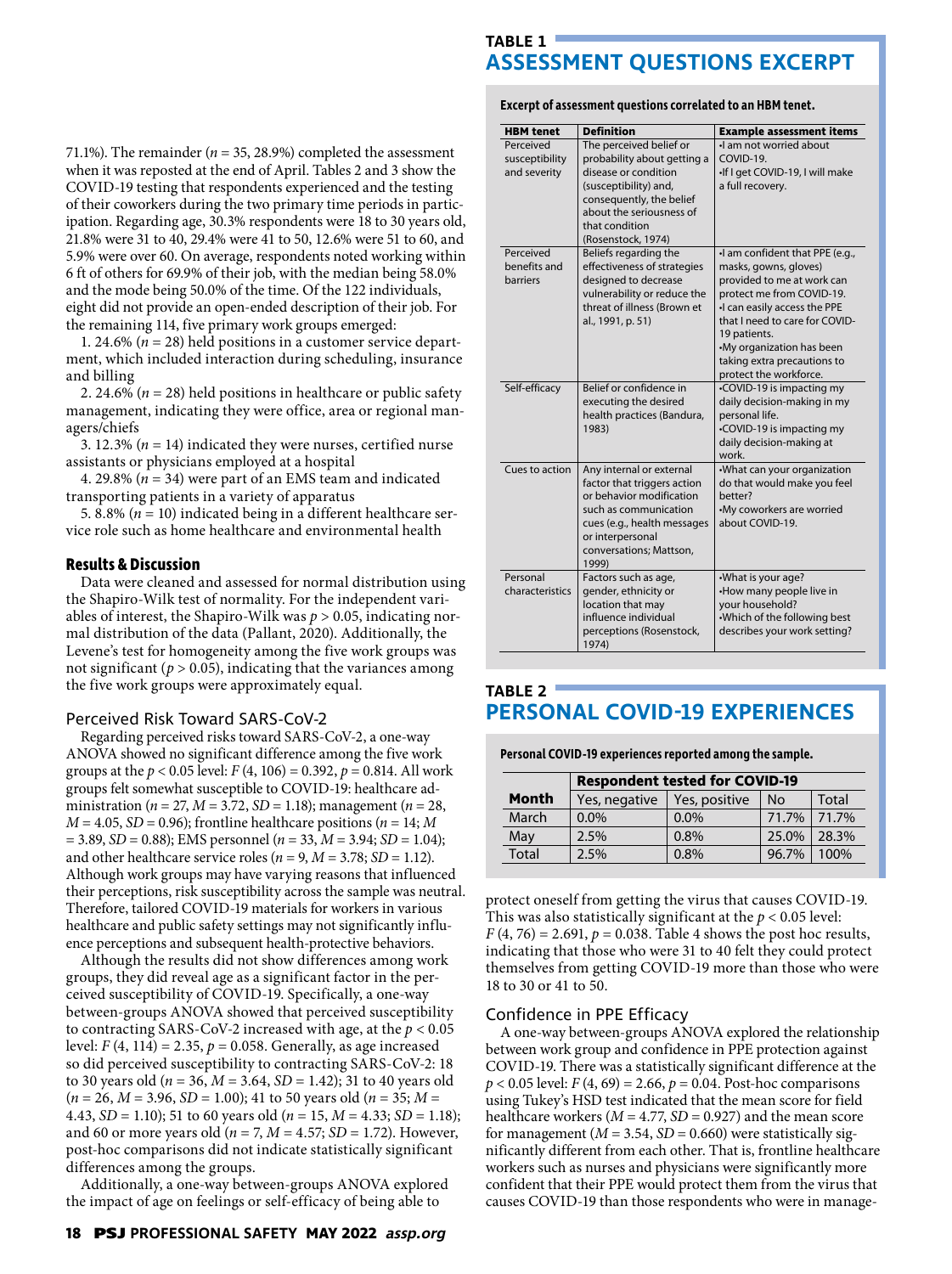71.1%). The remainder ($n$ = 35, 28.9%) completed the assessment when it was reposted at the end of April. Tables 2 and 3 show the COVID-19 testing that respondents experienced and the testing of their coworkers during the two primary time periods in participation. Regarding age, 30.3% respondents were 18 to 30 years old, 21.8% were 31 to 40, 29.4% were 41 to 50, 12.6% were 51 to 60, and 5.9% were over 60. On average, respondents noted working within 6 ft of others for 69.9% of their job, with the median being 58.0% and the mode being 50.0% of the time. Of the 122 individuals, eight did not provide an open-ended description of their job. For the remaining 114, five primary work groups emerged:

1. 24.6% ($n$ = 28) held positions in a customer service department, which included interaction during scheduling, insurance and billing
2. 24.6% ($n$ = 28) held positions in healthcare or public safety management, indicating they were office, area or regional managers/chiefs
3. 12.3% ($n$ = 14) indicated they were nurses, certified nurse assistants or physicians employed at a hospital
4. 29.8% ($n$ = 34) were part of an EMS team and indicated transporting patients in a variety of apparatus
5. 8.8% ($n$ = 10) indicated being in a different healthcare service role such as home healthcare and environmental health

## Results & Discussion

Data were cleaned and assessed for normal distribution using the Shapiro-Wilk test of normality. For the independent variables of interest, the Shapiro-Wilk was $p > 0.05$, indicating normal distribution of the data (Pallant, 2020). Additionally, the Levene's test for homogeneity among the five work groups was not significant ($p > 0.05$), indicating that the variances among the five work groups were approximately equal.

### Perceived Risk Toward SARS-CoV-2

Regarding perceived risks toward SARS-CoV-2, a one-way ANOVA showed no significant difference among the five work groups at the $p < 0.05$ level: $F(4, 106) = 0.392$, $p = 0.814$. All work groups felt somewhat susceptible to COVID-19: healthcare administration ($n$ = 27, $M$ = 3.72, $SD$ = 1.18); management ($n$ = 28, $M$ = 4.05, $SD$ = 0.96); frontline healthcare positions ($n$ = 14; $M$ = 3.89, $SD$ = 0.88); EMS personnel ($n$ = 33, $M$ = 3.94; $SD$ = 1.04); and other healthcare service roles ($n$ = 9, $M$ = 3.78; $SD$ = 1.12). Although work groups may have varying reasons that influenced their perceptions, risk susceptibility across the sample was neutral. Therefore, tailored COVID-19 materials for workers in various healthcare and public safety settings may not significantly influence perceptions and subsequent health-protective behaviors.

Although the results did not show differences among work groups, they did reveal age as a significant factor in the perceived susceptibility of COVID-19. Specifically, a one-way between-groups ANOVA showed that perceived susceptibility to contracting SARS-CoV-2 increased with age, at the $p < 0.05$ level: $F(4, 114) = 2.35$, $p = 0.058$. Generally, as age increased so did perceived susceptibility to contracting SARS-CoV-2: 18 to 30 years old ($n$ = 36, $M$ = 3.64, $SD$ = 1.42); 31 to 40 years old ($n$ = 26, $M$ = 3.96, $SD$ = 1.00); 41 to 50 years old ($n$ = 35; $M$ = 4.43, $SD$ = 1.10); 51 to 60 years old ($n$ = 15, $M$ = 4.33; $SD$ = 1.18); and 60 or more years old ($n$ = 7, $M$ = 4.57; $SD$ = 1.72). However, post-hoc comparisons did not indicate statistically significant differences among the groups.

Additionally, a one-way between-groups ANOVA explored the impact of age on feelings or self-efficacy of being able to protect oneself from getting the virus that causes COVID-19. This was also statistically significant at the $p < 0.05$ level: $F(4, 76) = 2.691$, $p = 0.038$. Table 4 shows the post hoc results, indicating that those who were 31 to 40 felt they could protect themselves from getting COVID-19 more than those who were 18 to 30 or 41 to 50.

### Confidence in PPE Efficacy

A one-way between-groups ANOVA explored the relationship between work group and confidence in PPE protection against COVID-19. There was a statistically significant difference at the $p < 0.05$ level: $F(4, 69) = 2.66$, $p = 0.04$. Post-hoc comparisons using Tukey's HSD test indicated that the mean score for field healthcare workers ($M$ = 4.77, $SD$ = 0.927) and the mean score for management ($M$ = 3.54, $SD$ = 0.660) were statistically significantly different from each other. That is, frontline healthcare workers such as nurses and physicians were significantly more confident that their PPE would protect them from the virus that causes COVID-19 than those respondents who were in manage-

**TABLE 1**
## ASSESSMENT QUESTIONS EXCERPT

**Excerpt of assessment questions correlated to an HBM tenet.**

| HBM tenet | Definition | Example assessment items |
|---|---|---|
| Perceived susceptibility and severity | The perceived belief or probability about getting a disease or condition (susceptibility) and, consequently, the belief about the seriousness of that condition (Rosenstock, 1974) | •I am not worried about COVID-19. •If I get COVID-19, I will make a full recovery. |
| Perceived benefits and barriers | Beliefs regarding the effectiveness of strategies designed to decrease vulnerability or reduce the threat of illness (Brown et al., 1991, p. 51) | •I am confident that PPE (e.g., masks, gowns, gloves) provided to me at work can protect me from COVID-19. •I can easily access the PPE that I need to care for COVID-19 patients. •My organization has been taking extra precautions to protect the workforce. |
| Self-efficacy | Belief or confidence in executing the desired health practices (Bandura, 1983) | •COVID-19 is impacting my daily decision-making in my personal life. •COVID-19 is impacting my daily decision-making at work. |
| Cues to action | Any internal or external factor that triggers action or behavior modification such as communication cues (e.g., health messages or interpersonal conversations; Mattson, 1999) | •What can your organization do that would make you feel better? •My coworkers are worried about COVID-19. |
| Personal characteristics | Factors such as age, gender, ethnicity or location that may influence individual perceptions (Rosenstock, 1974) | •What is your age? •How many people live in your household? •Which of the following best describes your work setting? |

**TABLE 2**
## PERSONAL COVID-19 EXPERIENCES

**Personal COVID-19 experiences reported among the sample.**

| | Respondent tested for COVID-19 | | | |
|---|---|---|---|---|
| **Month** | Yes, negative | Yes, positive | No | Total |
| March | 0.0% | 0.0% | 71.7% | 71.7% |
| May | 2.5% | 0.8% | 25.0% | 28.3% |
| Total | 2.5% | 0.8% | 96.7% | 100% |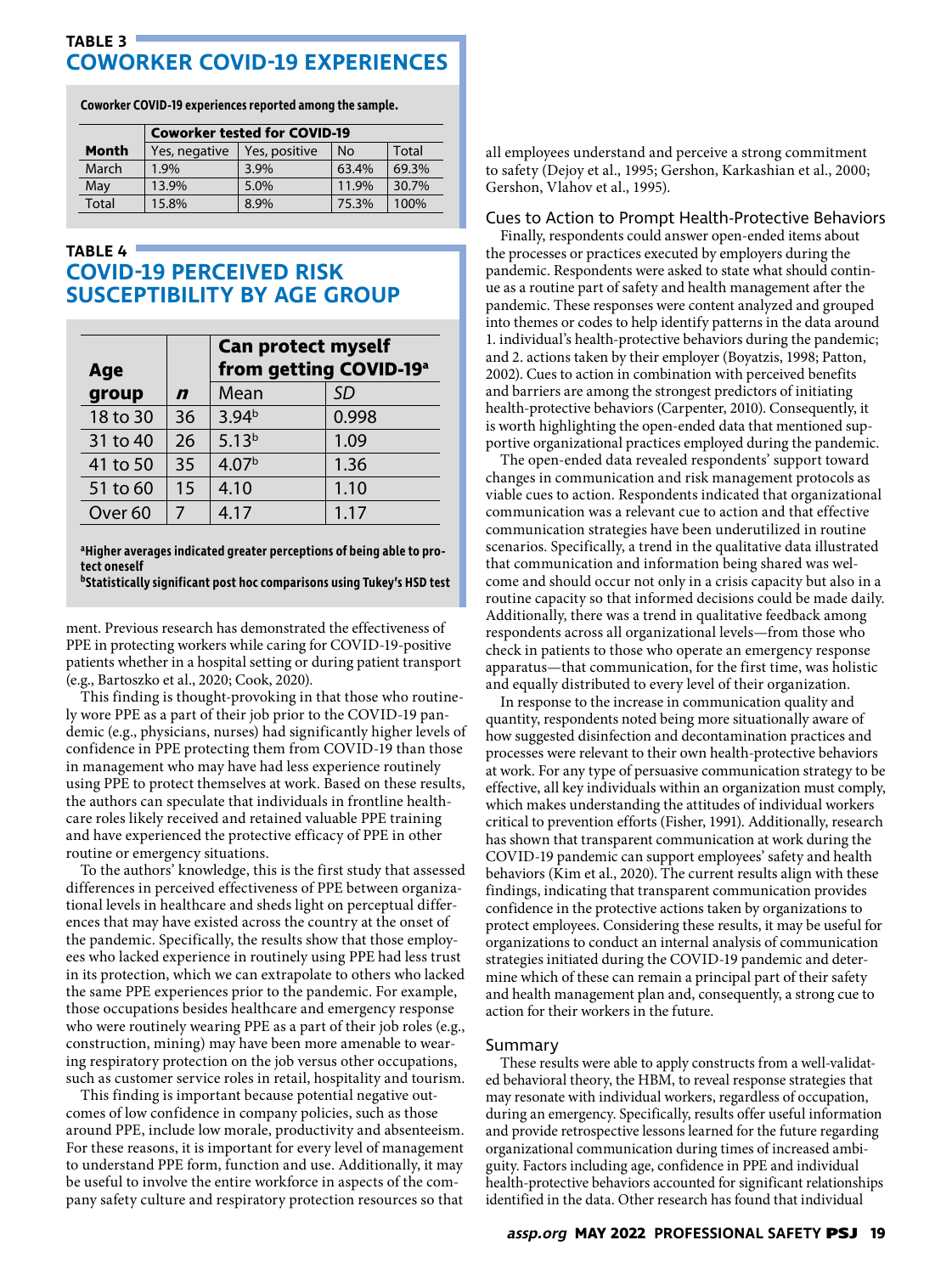## TABLE 3 COWORKER COVID-19 EXPERIENCES

**Coworker COVID-19 experiences reported among the sample.**

| Month | Coworker tested for COVID-19 | | | |
|---|---|---|---|---|
| | Yes, negative | Yes, positive | No | Total |
| March | 1.9% | 3.9% | 63.4% | 69.3% |
| May | 13.9% | 5.0% | 11.9% | 30.7% |
| Total | 15.8% | 8.9% | 75.3% | 100% |

## TABLE 4 COVID-19 PERCEIVED RISK SUSCEPTIBILITY BY AGE GROUP

| Age group | *n* | Can protect myself from getting COVID-19[a] | |
|---|---|---|---|
| | | Mean | *SD* |
| 18 to 30 | 36 | 3.94[b] | 0.998 |
| 31 to 40 | 26 | 5.13[b] | 1.09 |
| 41 to 50 | 35 | 4.07[b] | 1.36 |
| 51 to 60 | 15 | 4.10 | 1.10 |
| Over 60 | 7 | 4.17 | 1.17 |

[a]Higher averages indicated greater perceptions of being able to protect oneself
[b]Statistically significant post hoc comparisons using Tukey's HSD test

ment. Previous research has demonstrated the effectiveness of PPE in protecting workers while caring for COVID-19-positive patients whether in a hospital setting or during patient transport (e.g., Bartoszko et al., 2020; Cook, 2020).

This finding is thought-provoking in that those who routinely wore PPE as a part of their job prior to the COVID-19 pandemic (e.g., physicians, nurses) had significantly higher levels of confidence in PPE protecting them from COVID-19 than those in management who may have had less experience routinely using PPE to protect themselves at work. Based on these results, the authors can speculate that individuals in frontline healthcare roles likely received and retained valuable PPE training and have experienced the protective efficacy of PPE in other routine or emergency situations.

To the authors' knowledge, this is the first study that assessed differences in perceived effectiveness of PPE between organizational levels in healthcare and sheds light on perceptual differences that may have existed across the country at the onset of the pandemic. Specifically, the results show that those employees who lacked experience in routinely using PPE had less trust in its protection, which we can extrapolate to others who lacked the same PPE experiences prior to the pandemic. For example, those occupations besides healthcare and emergency response who were routinely wearing PPE as a part of their job roles (e.g., construction, mining) may have been more amenable to wearing respiratory protection on the job versus other occupations, such as customer service roles in retail, hospitality and tourism.

This finding is important because potential negative outcomes of low confidence in company policies, such as those around PPE, include low morale, productivity and absenteeism. For these reasons, it is important for every level of management to understand PPE form, function and use. Additionally, it may be useful to involve the entire workforce in aspects of the company safety culture and respiratory protection resources so that all employees understand and perceive a strong commitment to safety (Dejoy et al., 1995; Gershon, Karkashian et al., 2000; Gershon, Vlahov et al., 1995).

### Cues to Action to Prompt Health-Protective Behaviors

Finally, respondents could answer open-ended items about the processes or practices executed by employers during the pandemic. Respondents were asked to state what should continue as a routine part of safety and health management after the pandemic. These responses were content analyzed and grouped into themes or codes to help identify patterns in the data around 1. individual's health-protective behaviors during the pandemic; and 2. actions taken by their employer (Boyatzis, 1998; Patton, 2002). Cues to action in combination with perceived benefits and barriers are among the strongest predictors of initiating health-protective behaviors (Carpenter, 2010). Consequently, it is worth highlighting the open-ended data that mentioned supportive organizational practices employed during the pandemic.

The open-ended data revealed respondents' support toward changes in communication and risk management protocols as viable cues to action. Respondents indicated that organizational communication was a relevant cue to action and that effective communication strategies have been underutilized in routine scenarios. Specifically, a trend in the qualitative data illustrated that communication and information being shared was welcome and should occur not only in a crisis capacity but also in a routine capacity so that informed decisions could be made daily. Additionally, there was a trend in qualitative feedback among respondents across all organizational levels—from those who check in patients to those who operate an emergency response apparatus—that communication, for the first time, was holistic and equally distributed to every level of their organization.

In response to the increase in communication quality and quantity, respondents noted being more situationally aware of how suggested disinfection and decontamination practices and processes were relevant to their own health-protective behaviors at work. For any type of persuasive communication strategy to be effective, all key individuals within an organization must comply, which makes understanding the attitudes of individual workers critical to prevention efforts (Fisher, 1991). Additionally, research has shown that transparent communication at work during the COVID-19 pandemic can support employees' safety and health behaviors (Kim et al., 2020). The current results align with these findings, indicating that transparent communication provides confidence in the protective actions taken by organizations to protect employees. Considering these results, it may be useful for organizations to conduct an internal analysis of communication strategies initiated during the COVID-19 pandemic and determine which of these can remain a principal part of their safety and health management plan and, consequently, a strong cue to action for their workers in the future.

### Summary

These results were able to apply constructs from a well-validated behavioral theory, the HBM, to reveal response strategies that may resonate with individual workers, regardless of occupation, during an emergency. Specifically, results offer useful information and provide retrospective lessons learned for the future regarding organizational communication during times of increased ambiguity. Factors including age, confidence in PPE and individual health-protective behaviors accounted for significant relationships identified in the data. Other research has found that individual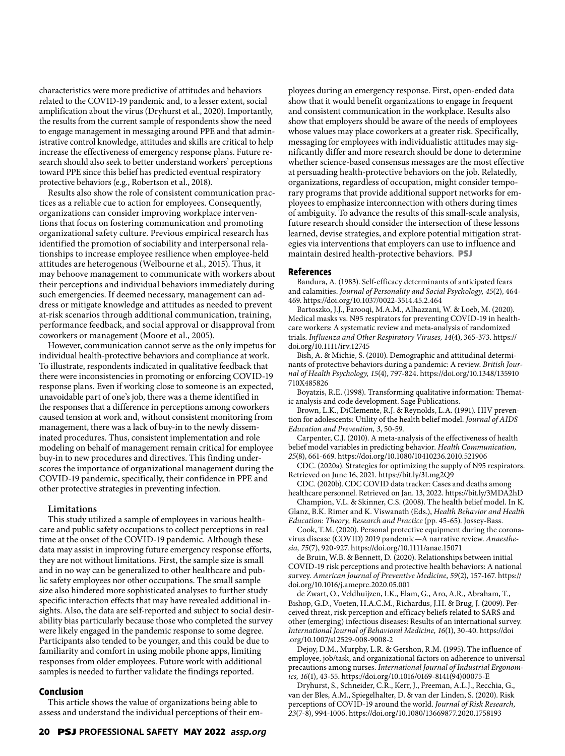characteristics were more predictive of attitudes and behaviors related to the COVID-19 pandemic and, to a lesser extent, social amplification about the virus (Dryhurst et al., 2020). Importantly, the results from the current sample of respondents show the need to engage management in messaging around PPE and that administrative control knowledge, attitudes and skills are critical to help increase the effectiveness of emergency response plans. Future research should also seek to better understand workers' perceptions toward PPE since this belief has predicted eventual respiratory protective behaviors (e.g., Robertson et al., 2018).

Results also show the role of consistent communication practices as a reliable cue to action for employees. Consequently, organizations can consider improving workplace interventions that focus on fostering communication and promoting organizational safety culture. Previous empirical research has identified the promotion of sociability and interpersonal relationships to increase employee resilience when employee-held attitudes are heterogenous (Welbourne et al., 2015). Thus, it may behoove management to communicate with workers about their perceptions and individual behaviors immediately during such emergencies. If deemed necessary, management can address or mitigate knowledge and attitudes as needed to prevent at-risk scenarios through additional communication, training, performance feedback, and social approval or disapproval from coworkers or management (Moore et al., 2005).

However, communication cannot serve as the only impetus for individual health-protective behaviors and compliance at work. To illustrate, respondents indicated in qualitative feedback that there were inconsistencies in promoting or enforcing COVID-19 response plans. Even if working close to someone is an expected, unavoidable part of one's job, there was a theme identified in the responses that a difference in perceptions among coworkers caused tension at work and, without consistent monitoring from management, there was a lack of buy-in to the newly disseminated procedures. Thus, consistent implementation and role modeling on behalf of management remain critical for employee buy-in to new procedures and directives. This finding underscores the importance of organizational management during the COVID-19 pandemic, specifically, their confidence in PPE and other protective strategies in preventing infection.

### Limitations

This study utilized a sample of employees in various healthcare and public safety occupations to collect perceptions in real time at the onset of the COVID-19 pandemic. Although these data may assist in improving future emergency response efforts, they are not without limitations. First, the sample size is small and in no way can be generalized to other healthcare and public safety employees nor other occupations. The small sample size also hindered more sophisticated analyses to further study specific interaction effects that may have revealed additional insights. Also, the data are self-reported and subject to social desirability bias particularly because those who completed the survey were likely engaged in the pandemic response to some degree. Participants also tended to be younger, and this could be due to familiarity and comfort in using mobile phone apps, limiting responses from older employees. Future work with additional samples is needed to further validate the findings reported.

## Conclusion

This article shows the value of organizations being able to assess and understand the individual perceptions of their employees during an emergency response. First, open-ended data show that it would benefit organizations to engage in frequent and consistent communication in the workplace. Results also show that employers should be aware of the needs of employees whose values may place coworkers at a greater risk. Specifically, messaging for employees with individualistic attitudes may significantly differ and more research should be done to determine whether science-based consensus messages are the most effective at persuading health-protective behaviors on the job. Relatedly, organizations, regardless of occupation, might consider temporary programs that provide additional support networks for employees to emphasize interconnection with others during times of ambiguity. To advance the results of this small-scale analysis, future research should consider the intersection of these lessons learned, devise strategies, and explore potential mitigation strategies via interventions that employers can use to influence and maintain desired health-protective behaviors. **PSJ**

## References

Bandura, A. (1983). Self-efficacy determinants of anticipated fears and calamities. *Journal of Personality and Social Psychology, 45*(2), 464-469. https://doi.org/10.1037/0022-3514.45.2.464

Bartoszko, J.J., Farooqi, M.A.M., Alhazzani, W. & Loeb, M. (2020). Medical masks vs. N95 respirators for preventing COVID-19 in healthcare workers: A systematic review and meta-analysis of randomized trials. *Influenza and Other Respiratory Viruses, 14*(4), 365-373. https://doi.org/10.1111/irv.12745

Bish, A. & Michie, S. (2010). Demographic and attitudinal determinants of protective behaviors during a pandemic: A review. *British Journal of Health Psychology, 15*(4), 797-824. https://doi.org/10.1348/135910710X485826

Boyatzis, R.E. (1998). Transforming qualitative information: Thematic analysis and code development. Sage Publications.

Brown, L.K., DiClemente, R.J. & Reynolds, L.A. (1991). HIV prevention for adolescents: Utility of the health belief model. *Journal of AIDS Education and Prevention, 3*, 50-59.

Carpenter, C.J. (2010). A meta-analysis of the effectiveness of health belief model variables in predicting behavior. *Health Communication, 25*(8), 661-669. https://doi.org/10.1080/10410236.2010.521906

CDC. (2020a). Strategies for optimizing the supply of N95 respirators. Retrieved on June 16, 2021. https://bit.ly/3Lmg2Q9

CDC. (2020b). CDC COVID data tracker: Cases and deaths among healthcare personnel. Retrieved on Jan. 13, 2022. https://bit.ly/3MDA2hD

Champion, V.L. & Skinner, C.S. (2008). The health belief model. In K. Glanz, B.K. Rimer and K. Viswanath (Eds.), *Health Behavior and Health Education: Theory, Research and Practice* (pp. 45-65). Jossey-Bass.

Cook, T.M. (2020). Personal protective equipment during the coronavirus disease (COVID) 2019 pandemic—A narrative review. *Anaesthesia, 75*(7), 920-927. https://doi.org/10.1111/anae.15071

de Bruin, W.B. & Bennett, D. (2020). Relationships between initial COVID-19 risk perceptions and protective health behaviors: A national survey. *American Journal of Preventive Medicine, 59*(2), 157-167. https://doi.org/10.1016/j.amepre.2020.05.001

de Zwart, O., Veldhuijzen, I.K., Elam, G., Aro, A.R., Abraham, T., Bishop, G.D., Voeten, H.A.C.M., Richardus, J.H. & Brug, J. (2009). Perceived threat, risk perception and efficacy beliefs related to SARS and other (emerging) infectious diseases: Results of an international survey. *International Journal of Behavioral Medicine, 16*(1), 30-40. https://doi.org/10.1007/s12529-008-9008-2

Dejoy, D.M., Murphy, L.R. & Gershon, R.M. (1995). The influence of employee, job/task, and organizational factors on adherence to universal precautions among nurses. *International Journal of Industrial Ergonomics, 16*(1), 43-55. https://doi.org/10.1016/0169-8141(94)00075-E

Dryhurst, S., Schneider, C.R., Kerr, J., Freeman, A.L.J., Recchia, G., van der Bles, A.M., Spiegelhalter, D. & van der Linden, S. (2020). Risk perceptions of COVID-19 around the world. *Journal of Risk Research, 23*(7-8), 994-1006. https://doi.org/10.1080/13669877.2020.1758193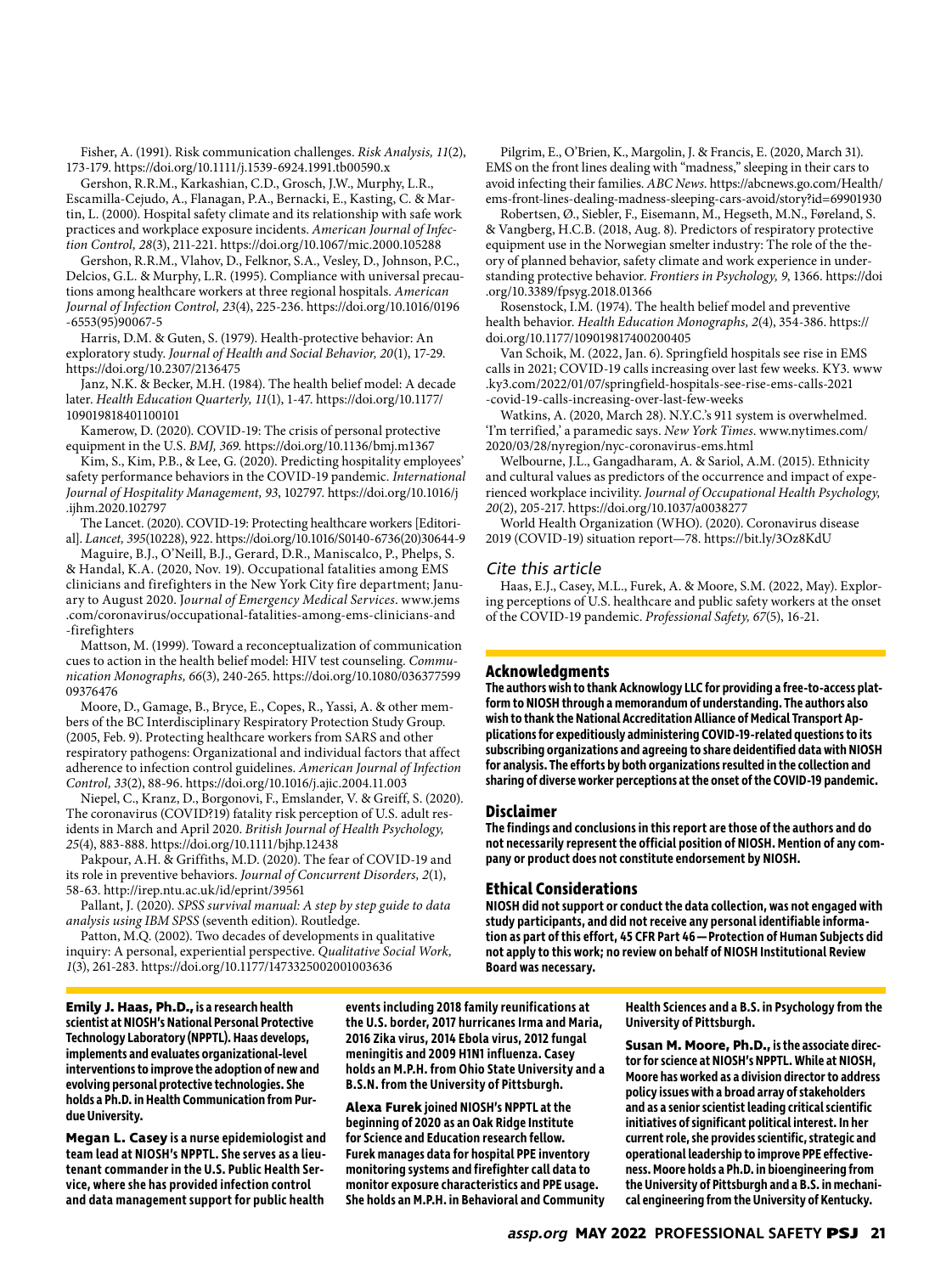Fisher, A. (1991). Risk communication challenges. *Risk Analysis, 11*(2), 173-179. https://doi.org/10.1111/j.1539-6924.1991.tb00590.x

Gershon, R.R.M., Karkashian, C.D., Grosch, J.W., Murphy, L.R., Escamilla-Cejudo, A., Flanagan, P.A., Bernacki, E., Kasting, C. & Martin, L. (2000). Hospital safety climate and its relationship with safe work practices and workplace exposure incidents. *American Journal of Infection Control, 28*(3), 211-221. https://doi.org/10.1067/mic.2000.105288

Gershon, R.R.M., Vlahov, D., Felknor, S.A., Vesley, D., Johnson, P.C., Delcios, G.L. & Murphy, L.R. (1995). Compliance with universal precautions among healthcare workers at three regional hospitals. *American Journal of Infection Control, 23*(4), 225-236. https://doi.org/10.1016/0196-6553(95)90067-5

Harris, D.M. & Guten, S. (1979). Health-protective behavior: An exploratory study. *Journal of Health and Social Behavior, 20*(1), 17-29. https://doi.org/10.2307/2136475

Janz, N.K. & Becker, M.H. (1984). The health belief model: A decade later. *Health Education Quarterly, 11*(1), 1-47. https://doi.org/10.1177/109019818401100101

Kamerow, D. (2020). COVID-19: The crisis of personal protective equipment in the U.S. *BMJ, 369*. https://doi.org/10.1136/bmj.m1367

Kim, S., Kim, P.B., & Lee, G. (2020). Predicting hospitality employees' safety performance behaviors in the COVID-19 pandemic. *International Journal of Hospitality Management, 93*, 102797. https://doi.org/10.1016/j.ijhm.2020.102797

The Lancet. (2020). COVID-19: Protecting healthcare workers [Editorial]. *Lancet, 395*(10228), 922. https://doi.org/10.1016/S0140-6736(20)30644-9

Maguire, B.J., O'Neill, B.J., Gerard, D.R., Maniscalco, P., Phelps, S. & Handal, K.A. (2020, Nov. 19). Occupational fatalities among EMS clinicians and firefighters in the New York City fire department; January to August 2020. *Journal of Emergency Medical Services*. www.jems.com/coronavirus/occupational-fatalities-among-ems-clinicians-and-firefighters

Mattson, M. (1999). Toward a reconceptualization of communication cues to action in the health belief model: HIV test counseling. *Communication Monographs, 66*(3), 240-265. https://doi.org/10.1080/03637759909376476

Moore, D., Gamage, B., Bryce, E., Copes, R., Yassi, A. & other members of the BC Interdisciplinary Respiratory Protection Study Group. (2005, Feb. 9). Protecting healthcare workers from SARS and other respiratory pathogens: Organizational and individual factors that affect adherence to infection control guidelines. *American Journal of Infection Control, 33*(2), 88-96. https://doi.org/10.1016/j.ajic.2004.11.003

Niepel, C., Kranz, D., Borgonovi, F., Emslander, V. & Greiff, S. (2020). The coronavirus (COVID?19) fatality risk perception of U.S. adult residents in March and April 2020. *British Journal of Health Psychology, 25*(4), 883-888. https://doi.org/10.1111/bjhp.12438

Pakpour, A.H. & Griffiths, M.D. (2020). The fear of COVID-19 and its role in preventive behaviors. *Journal of Concurrent Disorders, 2*(1), 58-63. http://irep.ntu.ac.uk/id/eprint/39561

Pallant, J. (2020). *SPSS survival manual: A step by step guide to data analysis using IBM SPSS* (seventh edition). Routledge.

Patton, M.Q. (2002). Two decades of developments in qualitative inquiry: A personal, experiential perspective. *Qualitative Social Work, 1*(3), 261-283. https://doi.org/10.1177/1473325002001003636

Pilgrim, E., O'Brien, K., Margolin, J. & Francis, E. (2020, March 31). EMS on the front lines dealing with "madness," sleeping in their cars to avoid infecting their families. *ABC News*. https://abcnews.go.com/Health/ems-front-lines-dealing-madness-sleeping-cars-avoid/story?id=69901930

Robertsen, Ø., Siebler, F., Eisemann, M., Hegseth, M.N., Føreland, S. & Vangberg, H.C.B. (2018, Aug. 8). Predictors of respiratory protective equipment use in the Norwegian smelter industry: The role of the theory of planned behavior, safety climate and work experience in understanding protective behavior. *Frontiers in Psychology, 9*, 1366. https://doi.org/10.3389/fpsyg.2018.01366

Rosenstock, I.M. (1974). The health belief model and preventive health behavior. *Health Education Monographs, 2*(4), 354-386. https://doi.org/10.1177/109019817400200405

Van Schoik, M. (2022, Jan. 6). Springfield hospitals see rise in EMS calls in 2021; COVID-19 calls increasing over last few weeks. KY3. www.ky3.com/2022/01/07/springfield-hospitals-see-rise-ems-calls-2021-covid-19-calls-increasing-over-last-few-weeks

Watkins, A. (2020, March 28). N.Y.C.'s 911 system is overwhelmed. 'I'm terrified,' a paramedic says. *New York Times*. www.nytimes.com/2020/03/28/nyregion/nyc-coronavirus-ems.html

Welbourne, J.L., Gangadharam, A. & Sariol, A.M. (2015). Ethnicity and cultural values as predictors of the occurrence and impact of experienced workplace incivility. *Journal of Occupational Health Psychology, 20*(2), 205-217. https://doi.org/10.1037/a0038277

World Health Organization (WHO). (2020). Coronavirus disease 2019 (COVID-19) situation report—78. https://bit.ly/3Oz8KdU

### *Cite this article*

Haas, E.J., Casey, M.L., Furek, A. & Moore, S.M. (2022, May). Exploring perceptions of U.S. healthcare and public safety workers at the onset of the COVID-19 pandemic. *Professional Safety, 67*(5), 16-21.

## Acknowledgments

**The authors wish to thank Acknowlogy LLC for providing a free-to-access platform to NIOSH through a memorandum of understanding. The authors also wish to thank the National Accreditation Alliance of Medical Transport Applications for expeditiously administering COVID-19-related questions to its subscribing organizations and agreeing to share deidentified data with NIOSH for analysis. The efforts by both organizations resulted in the collection and sharing of diverse worker perceptions at the onset of the COVID-19 pandemic.**

## Disclaimer

**The findings and conclusions in this report are those of the authors and do not necessarily represent the official position of NIOSH. Mention of any company or product does not constitute endorsement by NIOSH.**

## Ethical Considerations

**NIOSH did not support or conduct the data collection, was not engaged with study participants, and did not receive any personal identifiable information as part of this effort, 45 CFR Part 46—Protection of Human Subjects did not apply to this work; no review on behalf of NIOSH Institutional Review Board was necessary.**

**Emily J. Haas, Ph.D., is a research health scientist at NIOSH's National Personal Protective Technology Laboratory (NPPTL). Haas develops, implements and evaluates organizational-level interventions to improve the adoption of new and evolving personal protective technologies. She holds a Ph.D. in Health Communication from Purdue University.**

**Megan L. Casey is a nurse epidemiologist and team lead at NIOSH's NPPTL. She serves as a lieutenant commander in the U.S. Public Health Service, where she has provided infection control and data management support for public health events including 2018 family reunifications at the U.S. border, 2017 hurricanes Irma and Maria, 2016 Zika virus, 2014 Ebola virus, 2012 fungal meningitis and 2009 H1N1 influenza. Casey holds an M.P.H. from Ohio State University and a B.S.N. from the University of Pittsburgh.**

**Alexa Furek joined NIOSH's NPPTL at the beginning of 2020 as an Oak Ridge Institute for Science and Education research fellow. Furek manages data for hospital PPE inventory monitoring systems and firefighter call data to monitor exposure characteristics and PPE usage. She holds an M.P.H. in Behavioral and Community Health Sciences and a B.S. in Psychology from the University of Pittsburgh.**

**Susan M. Moore, Ph.D., is the associate director for science at NIOSH's NPPTL. While at NIOSH, Moore has worked as a division director to address policy issues with a broad array of stakeholders and as a senior scientist leading critical scientific initiatives of significant political interest. In her current role, she provides scientific, strategic and operational leadership to improve PPE effectiveness. Moore holds a Ph.D. in bioengineering from the University of Pittsburgh and a B.S. in mechanical engineering from the University of Kentucky.**